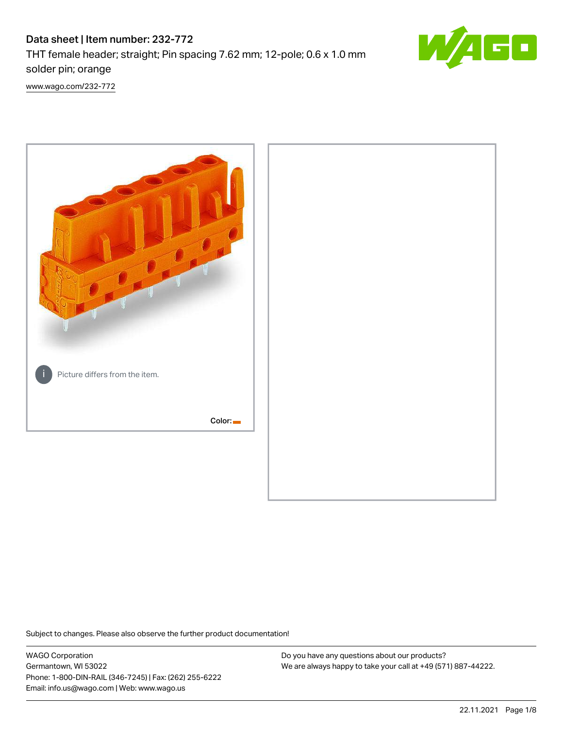# Data sheet | Item number: 232-772

THT female header; straight; Pin spacing 7.62 mm; 12-pole; 0.6 x 1.0 mm solder pin; orange

www.wago.com/232-772

Picture differs from the item.

Color:

Subject to changes. Please also observe the further product documentation!

WAGO Corporation
Germantown, WI 53022
Phone: 1-800-DIN-RAIL (346-7245) | Fax: (262) 255-6222
Email: info.us@wago.com | Web: www.wago.us

Do you have any questions about our products?
We are always happy to take your call at +49 (571) 887-44222.

22.11.2021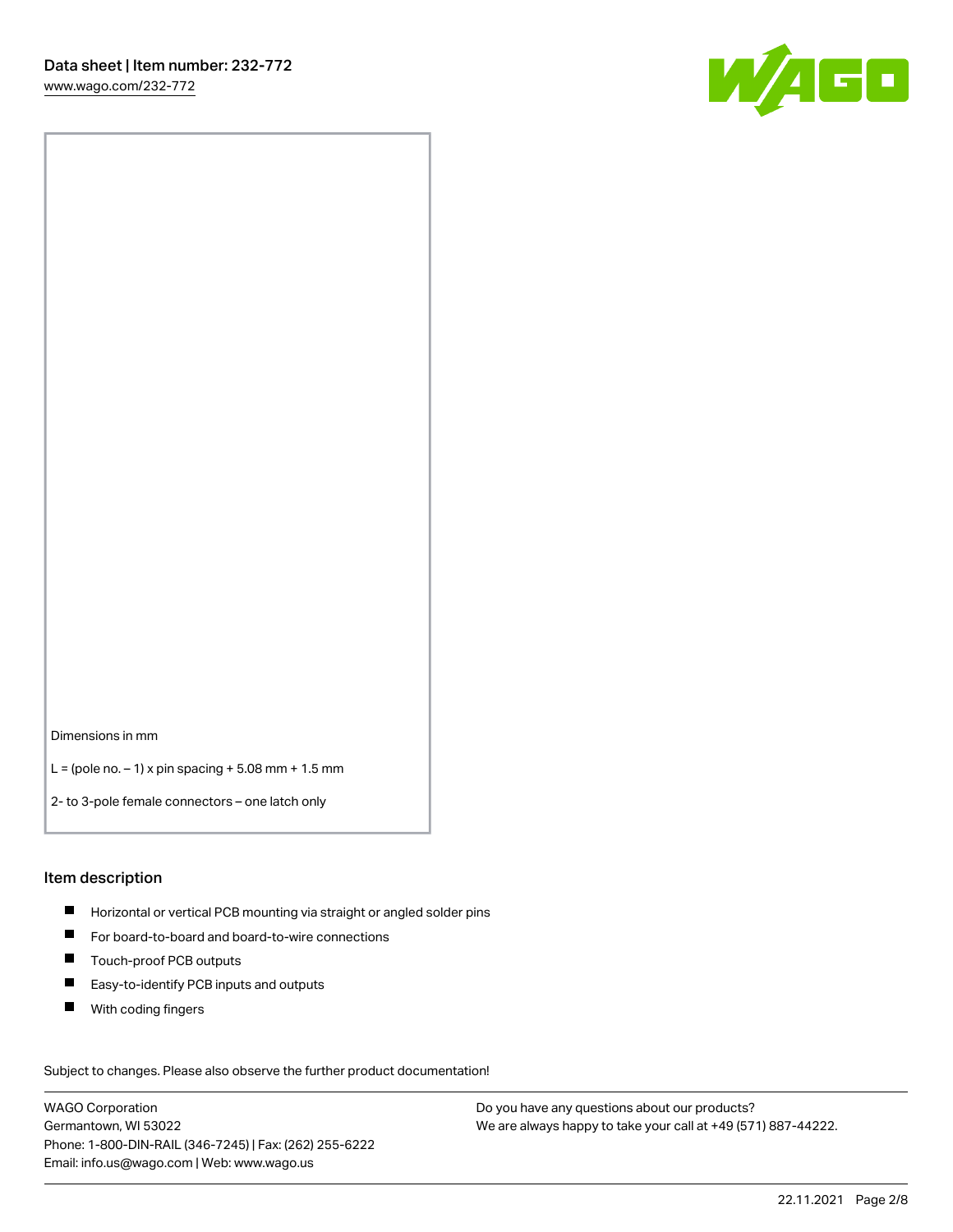Dimensions in mm

L = (pole no. – 1) x pin spacing + 5.08 mm + 1.5 mm

2- to 3-pole female connectors – one latch only

## Item description

- Horizontal or vertical PCB mounting via straight or angled solder pins
- For board-to-board and board-to-wire connections
- Touch-proof PCB outputs
- Easy-to-identify PCB inputs and outputs
- With coding fingers

Subject to changes. Please also observe the further product documentation!

WAGO Corporation
Germantown, WI 53022
Phone: 1-800-DIN-RAIL (346-7245) | Fax: (262) 255-6222
Email: info.us@wago.com | Web: www.wago.us

Do you have any questions about our products?
We are always happy to take your call at +49 (571) 887-44222.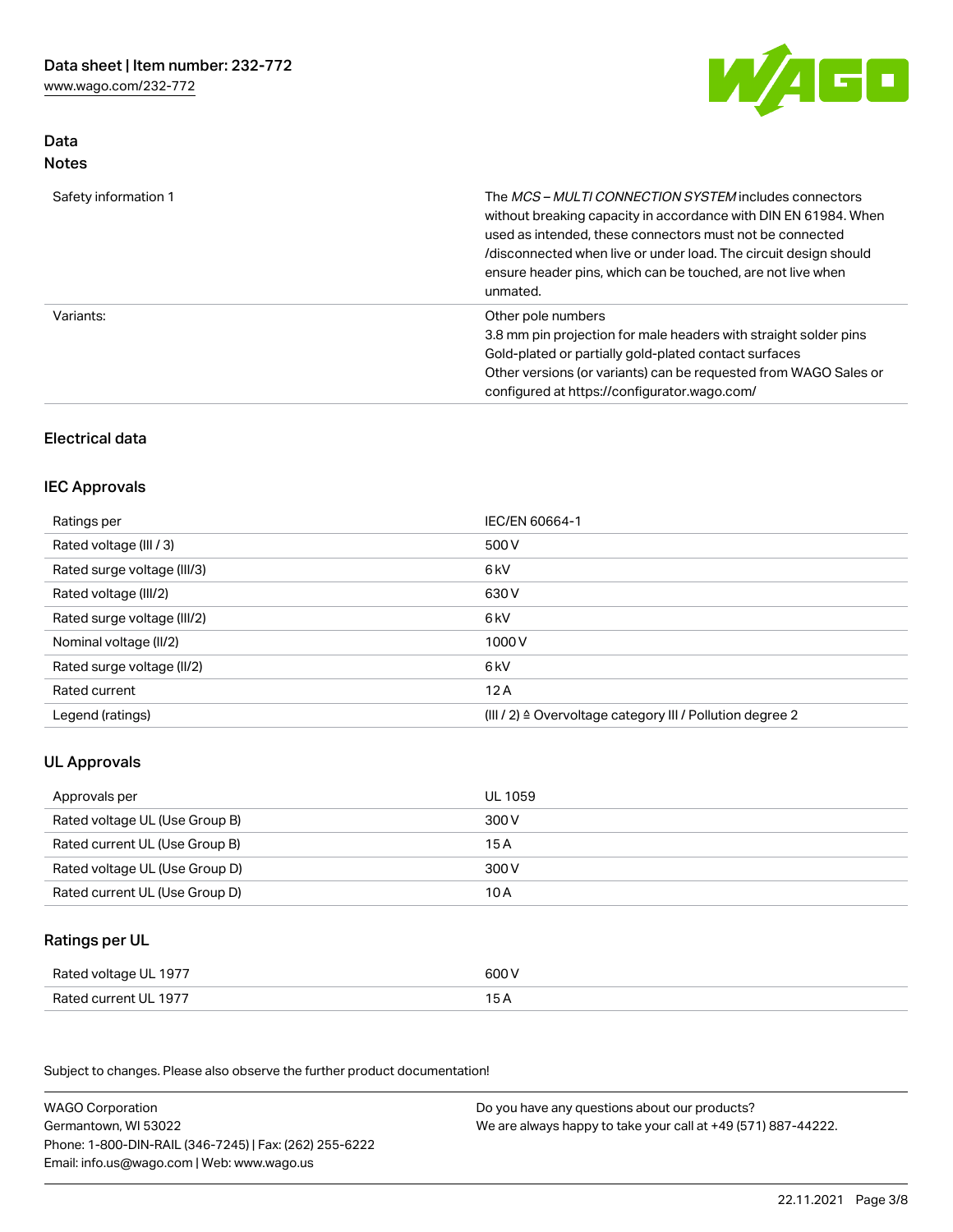## Data
### Notes

| | |
|---|---|
| Safety information 1 | The *MCS – MULTI CONNECTION SYSTEM* includes connectors without breaking capacity in accordance with DIN EN 61984. When used as intended, these connectors must not be connected /disconnected when live or under load. The circuit design should ensure header pins, which can be touched, are not live when unmated. |
| Variants: | Other pole numbers<br>3.8 mm pin projection for male headers with straight solder pins<br>Gold-plated or partially gold-plated contact surfaces<br>Other versions (or variants) can be requested from WAGO Sales or configured at https://configurator.wago.com/ |

## Electrical data

### IEC Approvals

| | |
|---|---|
| Ratings per | IEC/EN 60664-1 |
| Rated voltage (III / 3) | 500 V |
| Rated surge voltage (III/3) | 6 kV |
| Rated voltage (III/2) | 630 V |
| Rated surge voltage (III/2) | 6 kV |
| Nominal voltage (II/2) | 1000 V |
| Rated surge voltage (II/2) | 6 kV |
| Rated current | 12 A |
| Legend (ratings) | (III / 2) ≙ Overvoltage category III / Pollution degree 2 |

### UL Approvals

| | |
|---|---|
| Approvals per | UL 1059 |
| Rated voltage UL (Use Group B) | 300 V |
| Rated current UL (Use Group B) | 15 A |
| Rated voltage UL (Use Group D) | 300 V |
| Rated current UL (Use Group D) | 10 A |

### Ratings per UL

| | |
|---|---|
| Rated voltage UL 1977 | 600 V |
| Rated current UL 1977 | 15 A |

Subject to changes. Please also observe the further product documentation!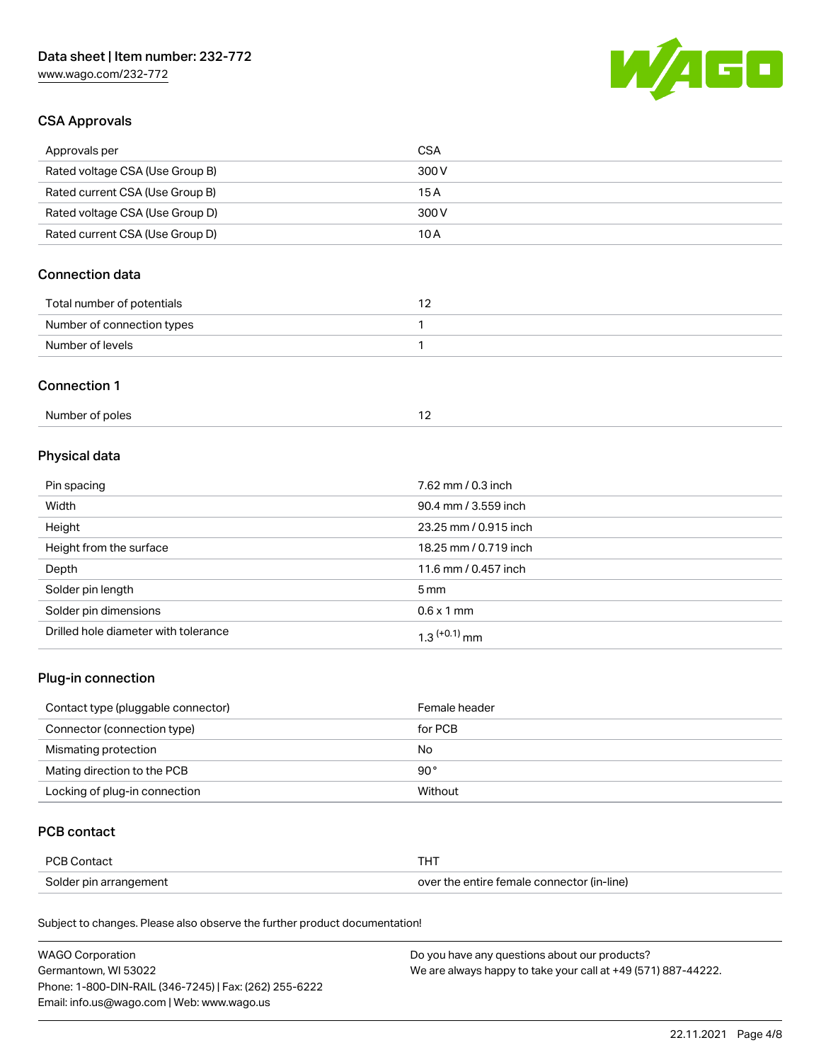## CSA Approvals

| Approvals per | CSA |
| --- | --- |
| Rated voltage CSA (Use Group B) | 300 V |
| Rated current CSA (Use Group B) | 15 A |
| Rated voltage CSA (Use Group D) | 300 V |
| Rated current CSA (Use Group D) | 10 A |

## Connection data

| Total number of potentials | 12 |
| --- | --- |
| Number of connection types | 1 |
| Number of levels | 1 |

## Connection 1

| Number of poles | 12 |
| --- | --- |

## Physical data

| Pin spacing | 7.62 mm / 0.3 inch |
| --- | --- |
| Width | 90.4 mm / 3.559 inch |
| Height | 23.25 mm / 0.915 inch |
| Height from the surface | 18.25 mm / 0.719 inch |
| Depth | 11.6 mm / 0.457 inch |
| Solder pin length | 5 mm |
| Solder pin dimensions | 0.6 x 1 mm |
| Drilled hole diameter with tolerance | $1.3^{(+0.1)}$ mm |

## Plug-in connection

| Contact type (pluggable connector) | Female header |
| --- | --- |
| Connector (connection type) | for PCB |
| Mismating protection | No |
| Mating direction to the PCB | 90° |
| Locking of plug-in connection | Without |

## PCB contact

| PCB Contact | THT |
| --- | --- |
| Solder pin arrangement | over the entire female connector (in-line) |

Subject to changes. Please also observe the further product documentation!

WAGO Corporation
Germantown, WI 53022
Phone: 1-800-DIN-RAIL (346-7245) | Fax: (262) 255-6222
Email: info.us@wago.com | Web: www.wago.us

Do you have any questions about our products?
We are always happy to take your call at +49 (571) 887-44222.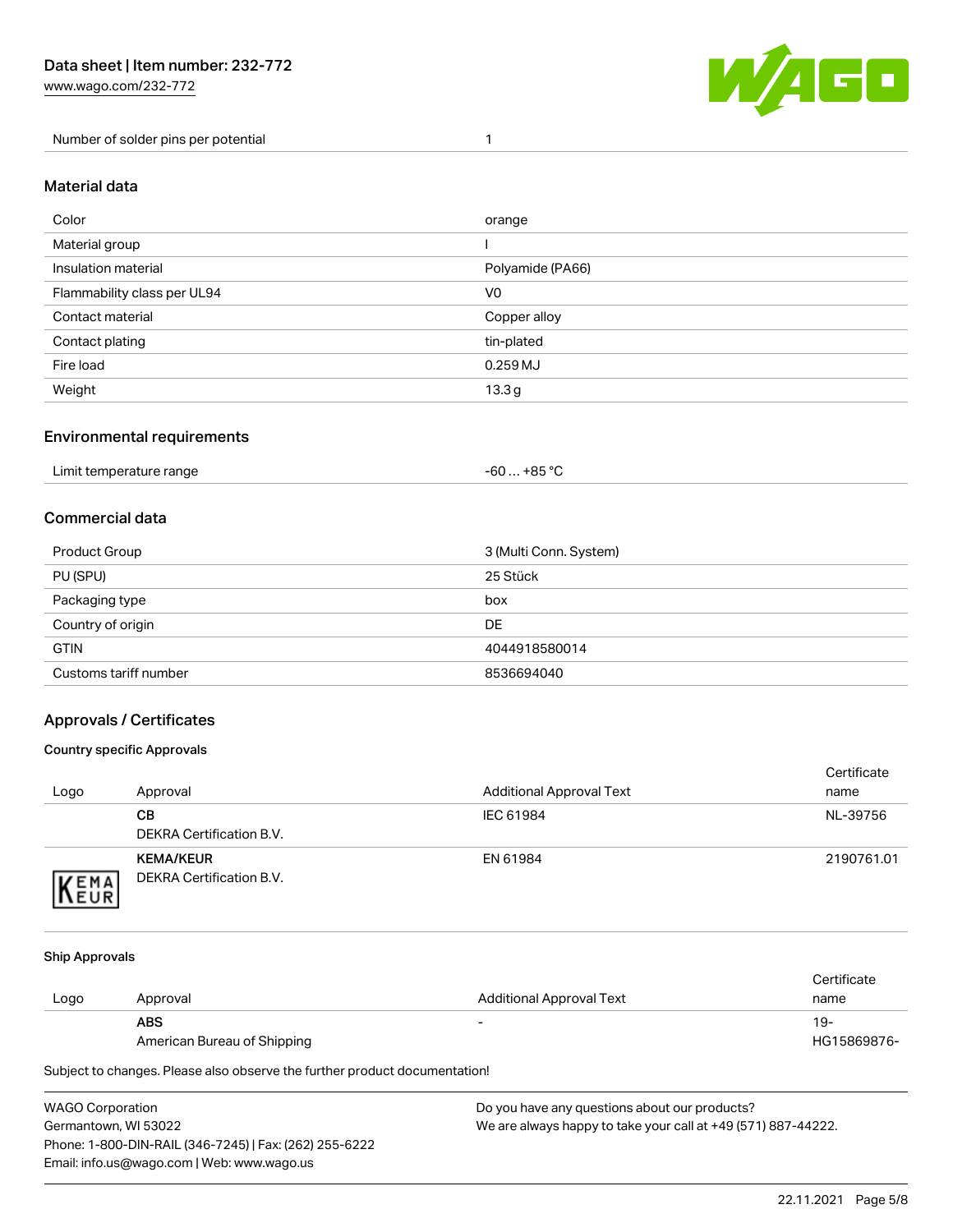| Number of solder pins per potential | 1 |
| --- | --- |

## Material data

| Color | orange |
| --- | --- |
| Material group | I |
| Insulation material | Polyamide (PA66) |
| Flammability class per UL94 | V0 |
| Contact material | Copper alloy |
| Contact plating | tin-plated |
| Fire load | 0.259 MJ |
| Weight | 13.3 g |

## Environmental requirements

| Limit temperature range | -60 … +85 °C |
| --- | --- |

## Commercial data

| Product Group | 3 (Multi Conn. System) |
| --- | --- |
| PU (SPU) | 25 Stück |
| Packaging type | box |
| Country of origin | DE |
| GTIN | 4044918580014 |
| Customs tariff number | 8536694040 |

## Approvals / Certificates

### Country specific Approvals

| Logo | Approval | Additional Approval Text | Certificate name |
| --- | --- | --- | --- |
| | **CB**<br>DEKRA Certification B.V. | IEC 61984 | NL-39756 |
| | **KEMA/KEUR**<br>DEKRA Certification B.V. | EN 61984 | 2190761.01 |

### Ship Approvals

| Logo | Approval | Additional Approval Text | Certificate name |
| --- | --- | --- | --- |
| | **ABS**<br>American Bureau of Shipping | - | 19-HG15869876- |

Subject to changes. Please also observe the further product documentation!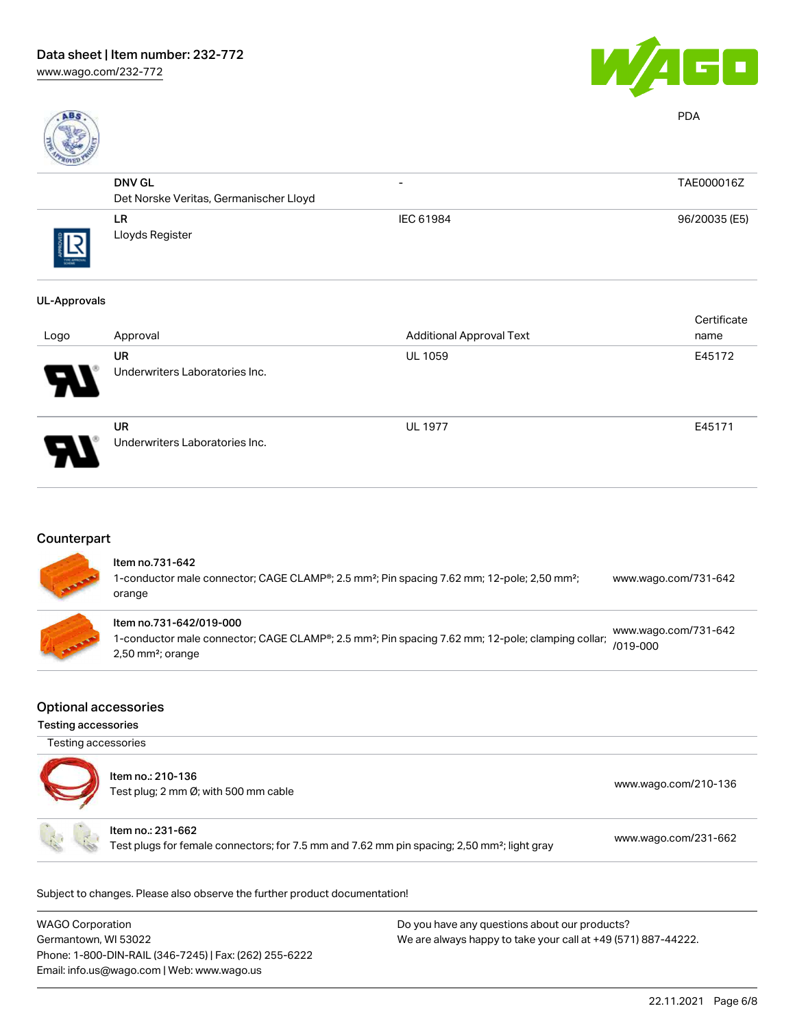PDA

| Logo | Approval | Additional Approval Text | Certificate name |
|---|---|---|---|
| | **DNV GL**<br>Det Norske Veritas, Germanischer Lloyd | - | TAE000016Z |
| | **LR**<br>Lloyds Register | IEC 61984 | 96/20035 (E5) |

**UL-Approvals**

| Logo | Approval | Additional Approval Text | Certificate name |
|---|---|---|---|
| | **UR**<br>Underwriters Laboratories Inc. | UL 1059 | E45172 |
| | **UR**<br>Underwriters Laboratories Inc. | UL 1977 | E45171 |

## Counterpart

| | | |
|---|---|---|
| | **Item no.731-642**<br>1-conductor male connector; CAGE CLAMP®; 2.5 mm²; Pin spacing 7.62 mm; 12-pole; 2,50 mm²; orange | www.wago.com/731-642 |
| | **Item no.731-642/019-000**<br>1-conductor male connector; CAGE CLAMP®; 2.5 mm²; Pin spacing 7.62 mm; 12-pole; clamping collar; 2,50 mm²; orange | www.wago.com/731-642/019-000 |

## Optional accessories

### Testing accessories

Testing accessories

| | | |
|---|---|---|
| | **Item no.: 210-136**<br>Test plug; 2 mm Ø; with 500 mm cable | www.wago.com/210-136 |
| | **Item no.: 231-662**<br>Test plugs for female connectors; for 7.5 mm and 7.62 mm pin spacing; 2,50 mm²; light gray | www.wago.com/231-662 |

Subject to changes. Please also observe the further product documentation!

WAGO Corporation
Germantown, WI 53022
Phone: 1-800-DIN-RAIL (346-7245) | Fax: (262) 255-6222
Email: info.us@wago.com | Web: www.wago.us

Do you have any questions about our products?
We are always happy to take your call at +49 (571) 887-44222.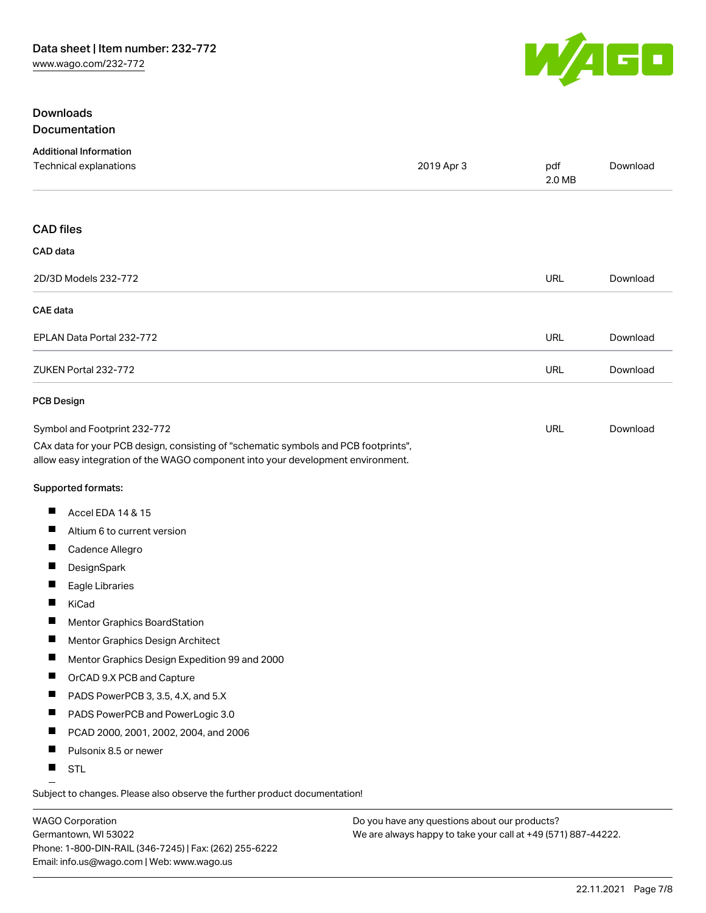## Downloads

### Documentation

**Additional Information**

| | | | |
|---|---|---|---|
| Technical explanations | 2019 Apr 3 | pdf 2.0 MB | Download |

### CAD files

**CAD data**

| | | |
|---|---|---|
| 2D/3D Models 232-772 | URL | Download |

**CAE data**

| | | |
|---|---|---|
| EPLAN Data Portal 232-772 | URL | Download |
| ZUKEN Portal 232-772 | URL | Download |

**PCB Design**

| | | |
|---|---|---|
| Symbol and Footprint 232-772 | URL | Download |

CAx data for your PCB design, consisting of "schematic symbols and PCB footprints", allow easy integration of the WAGO component into your development environment.

**Supported formats:**

- Accel EDA 14 & 15
- Altium 6 to current version
- Cadence Allegro
- DesignSpark
- Eagle Libraries
- KiCad
- Mentor Graphics BoardStation
- Mentor Graphics Design Architect
- Mentor Graphics Design Expedition 99 and 2000
- OrCAD 9.X PCB and Capture
- PADS PowerPCB 3, 3.5, 4.X, and 5.X
- PADS PowerPCB and PowerLogic 3.0
- PCAD 2000, 2001, 2002, 2004, and 2006
- Pulsonix 8.5 or newer
- STL

Subject to changes. Please also observe the further product documentation!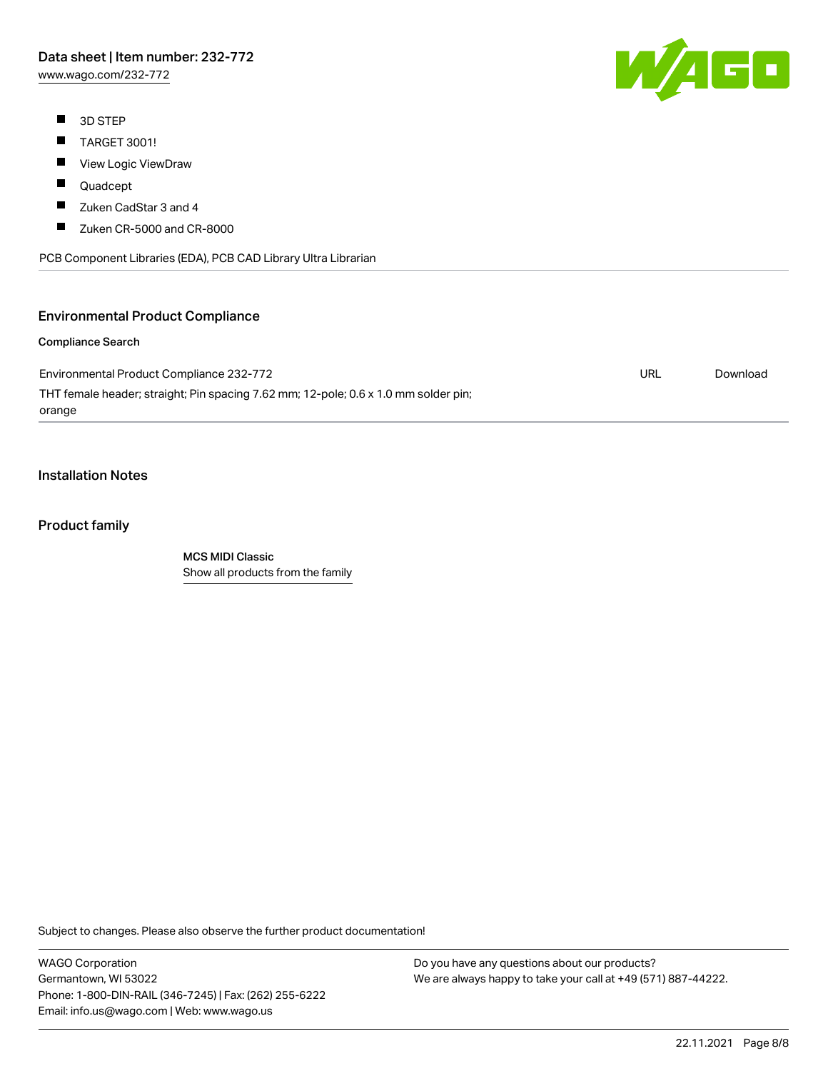- 3D STEP
- TARGET 3001!
- View Logic ViewDraw
- Quadcept
- Zuken CadStar 3 and 4
- Zuken CR-5000 and CR-8000

PCB Component Libraries (EDA), PCB CAD Library Ultra Librarian

## Environmental Product Compliance

### Compliance Search

| | | |
|---|---|---|
| Environmental Product Compliance 232-772<br>THT female header; straight; Pin spacing 7.62 mm; 12-pole; 0.6 x 1.0 mm solder pin; orange | URL | Download |

## Installation Notes

## Product family

**MCS MIDI Classic**
Show all products from the family

Subject to changes. Please also observe the further product documentation!

WAGO Corporation
Germantown, WI 53022
Phone: 1-800-DIN-RAIL (346-7245) | Fax: (262) 255-6222
Email: info.us@wago.com | Web: www.wago.us

Do you have any questions about our products?
We are always happy to take your call at +49 (571) 887-44222.

22.11.2021